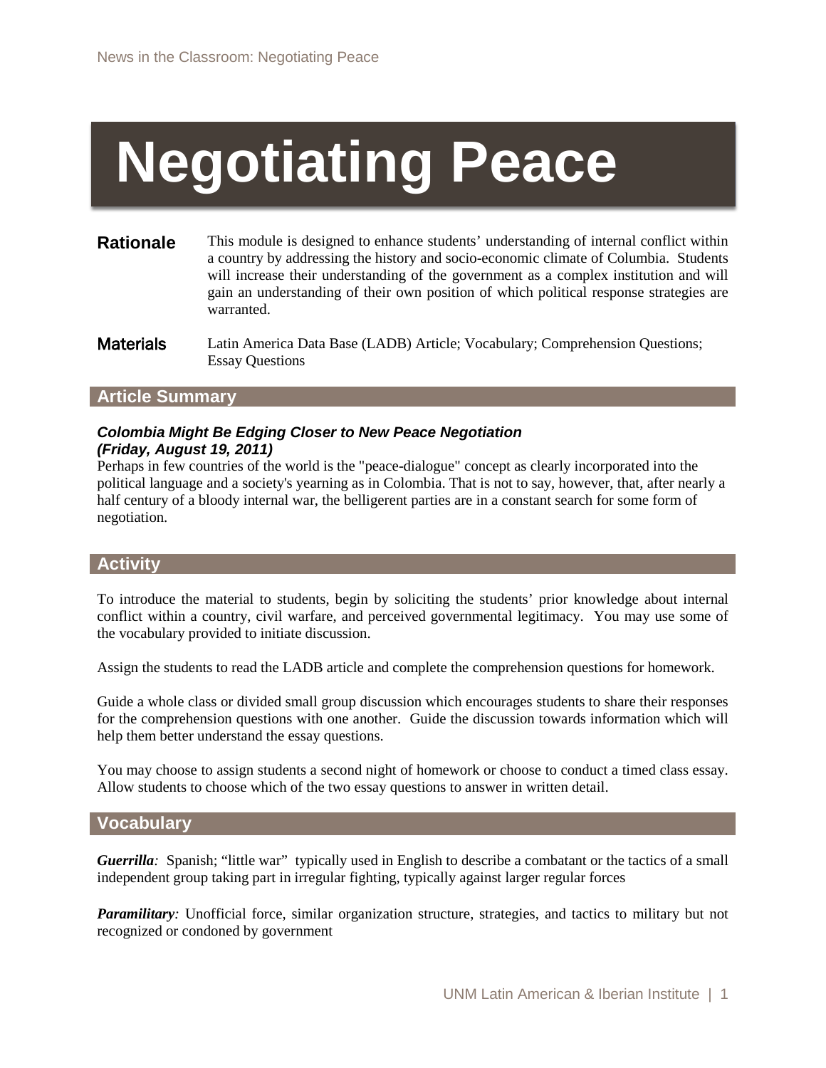# Negotiating Peace

**Rationale**

This module is designed to enhance students' understanding of internal conflict within a country by addressing the history and socio-economic climate of Columbia. Students will increase their understanding of the government as a complex institution and will gain an understanding of their own position of which political response strategies are warranted.

**Materials**

Latin America Data Base (LADB) Article; Vocabulary; Comprehension Questions; Essay Questions

## Article Summary

***Colombia Might Be Edging Closer to New Peace Negotiation (Friday, August 19, 2011)***

Perhaps in few countries of the world is the "peace-dialogue" concept as clearly incorporated into the political language and a society's yearning as in Colombia. That is not to say, however, that, after nearly a half century of a bloody internal war, the belligerent parties are in a constant search for some form of negotiation.

## Activity

To introduce the material to students, begin by soliciting the students' prior knowledge about internal conflict within a country, civil warfare, and perceived governmental legitimacy. You may use some of the vocabulary provided to initiate discussion.

Assign the students to read the LADB article and complete the comprehension questions for homework.

Guide a whole class or divided small group discussion which encourages students to share their responses for the comprehension questions with one another. Guide the discussion towards information which will help them better understand the essay questions.

You may choose to assign students a second night of homework or choose to conduct a timed class essay. Allow students to choose which of the two essay questions to answer in written detail.

## Vocabulary

***Guerrilla**:* Spanish; "little war" typically used in English to describe a combatant or the tactics of a small independent group taking part in irregular fighting, typically against larger regular forces

***Paramilitary**:* Unofficial force, similar organization structure, strategies, and tactics to military but not recognized or condoned by government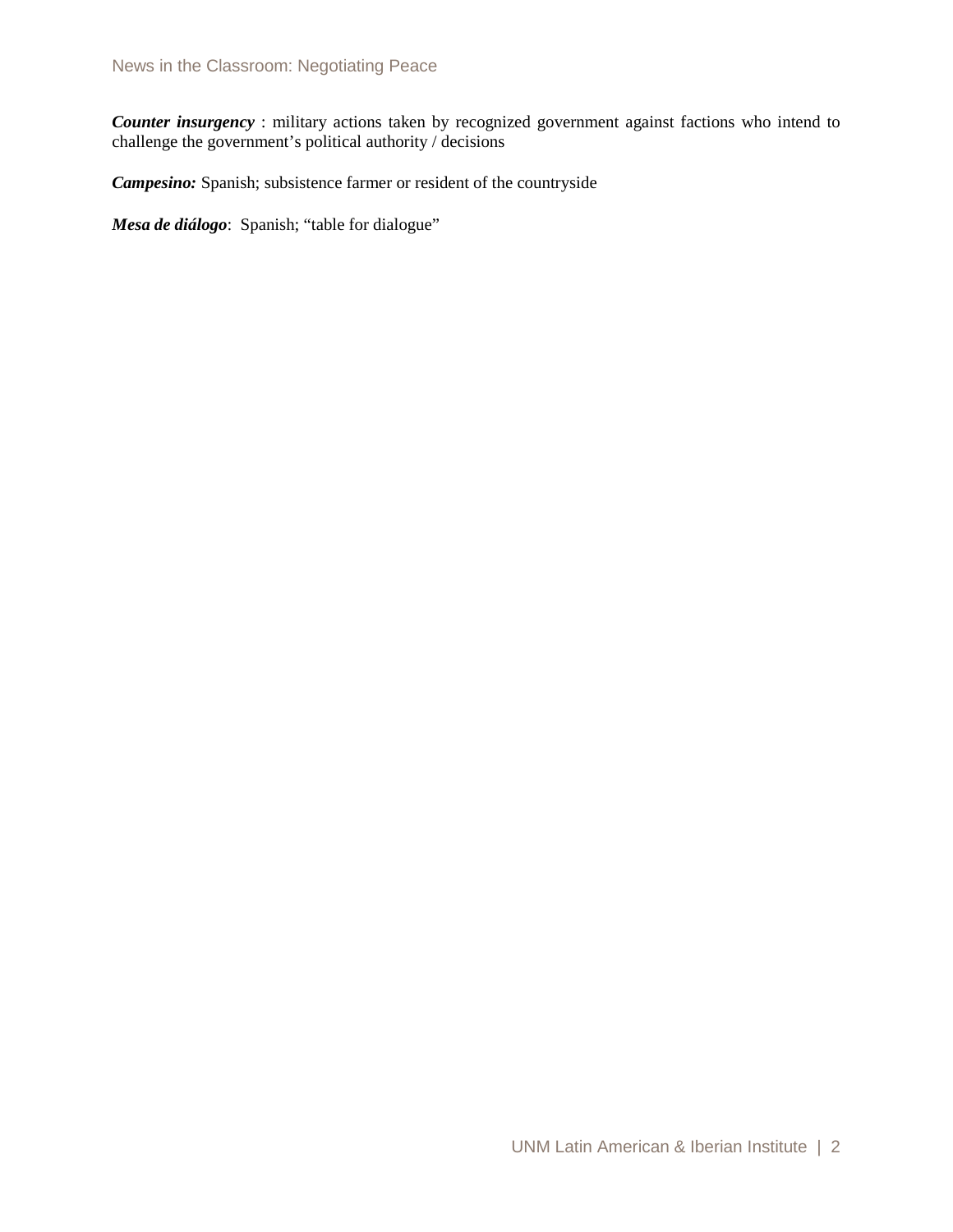***Counter insurgency*** : military actions taken by recognized government against factions who intend to challenge the government's political authority / decisions

***Campesino:*** Spanish; subsistence farmer or resident of the countryside

***Mesa de diálogo***: Spanish; "table for dialogue"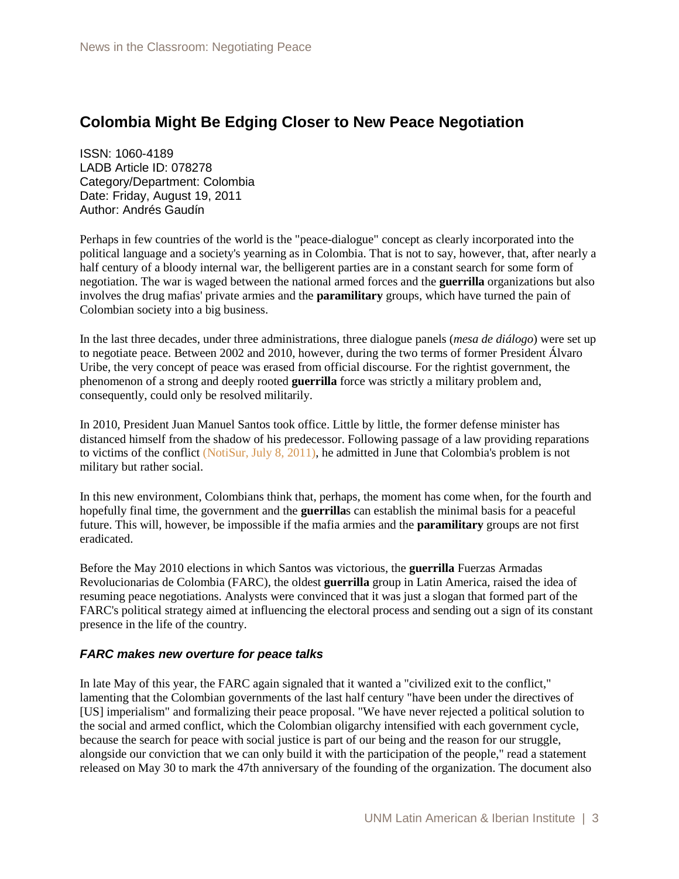# Colombia Might Be Edging Closer to New Peace Negotiation

ISSN: 1060-4189
LADB Article ID: 078278
Category/Department: Colombia
Date: Friday, August 19, 2011
Author: Andrés Gaudín

Perhaps in few countries of the world is the "peace-dialogue" concept as clearly incorporated into the political language and a society's yearning as in Colombia. That is not to say, however, that, after nearly a half century of a bloody internal war, the belligerent parties are in a constant search for some form of negotiation. The war is waged between the national armed forces and the **guerrilla** organizations but also involves the drug mafias' private armies and the **paramilitary** groups, which have turned the pain of Colombian society into a big business.

In the last three decades, under three administrations, three dialogue panels (*mesa de diálogo*) were set up to negotiate peace. Between 2002 and 2010, however, during the two terms of former President Álvaro Uribe, the very concept of peace was erased from official discourse. For the rightist government, the phenomenon of a strong and deeply rooted **guerrilla** force was strictly a military problem and, consequently, could only be resolved militarily.

In 2010, President Juan Manuel Santos took office. Little by little, the former defense minister has distanced himself from the shadow of his predecessor. Following passage of a law providing reparations to victims of the conflict (NotiSur, July 8, 2011), he admitted in June that Colombia's problem is not military but rather social.

In this new environment, Colombians think that, perhaps, the moment has come when, for the fourth and hopefully final time, the government and the **guerrilla**s can establish the minimal basis for a peaceful future. This will, however, be impossible if the mafia armies and the **paramilitary** groups are not first eradicated.

Before the May 2010 elections in which Santos was victorious, the **guerrilla** Fuerzas Armadas Revolucionarias de Colombia (FARC), the oldest **guerrilla** group in Latin America, raised the idea of resuming peace negotiations. Analysts were convinced that it was just a slogan that formed part of the FARC's political strategy aimed at influencing the electoral process and sending out a sign of its constant presence in the life of the country.

### *FARC makes new overture for peace talks*

In late May of this year, the FARC again signaled that it wanted a "civilized exit to the conflict," lamenting that the Colombian governments of the last half century "have been under the directives of [US] imperialism" and formalizing their peace proposal. "We have never rejected a political solution to the social and armed conflict, which the Colombian oligarchy intensified with each government cycle, because the search for peace with social justice is part of our being and the reason for our struggle, alongside our conviction that we can only build it with the participation of the people," read a statement released on May 30 to mark the 47th anniversary of the founding of the organization. The document also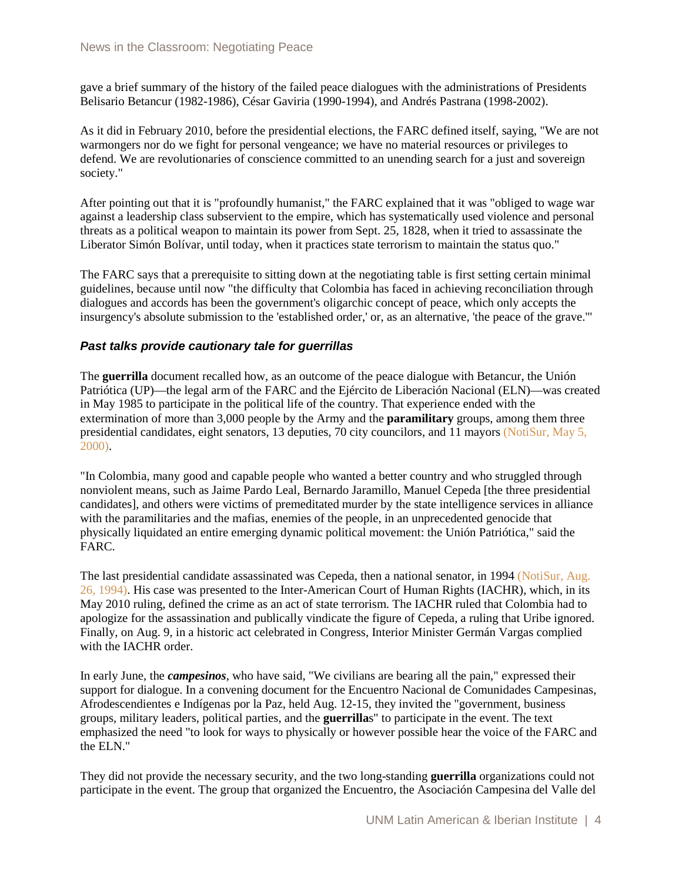gave a brief summary of the history of the failed peace dialogues with the administrations of Presidents Belisario Betancur (1982-1986), César Gaviria (1990-1994), and Andrés Pastrana (1998-2002).

As it did in February 2010, before the presidential elections, the FARC defined itself, saying, "We are not warmongers nor do we fight for personal vengeance; we have no material resources or privileges to defend. We are revolutionaries of conscience committed to an unending search for a just and sovereign society."

After pointing out that it is "profoundly humanist," the FARC explained that it was "obliged to wage war against a leadership class subservient to the empire, which has systematically used violence and personal threats as a political weapon to maintain its power from Sept. 25, 1828, when it tried to assassinate the Liberator Simón Bolívar, until today, when it practices state terrorism to maintain the status quo."

The FARC says that a prerequisite to sitting down at the negotiating table is first setting certain minimal guidelines, because until now "the difficulty that Colombia has faced in achieving reconciliation through dialogues and accords has been the government's oligarchic concept of peace, which only accepts the insurgency's absolute submission to the 'established order,' or, as an alternative, 'the peace of the grave.'"

### *Past talks provide cautionary tale for guerrillas*

The **guerrilla** document recalled how, as an outcome of the peace dialogue with Betancur, the Unión Patriótica (UP)—the legal arm of the FARC and the Ejército de Liberación Nacional (ELN)—was created in May 1985 to participate in the political life of the country. That experience ended with the extermination of more than 3,000 people by the Army and the **paramilitary** groups, among them three presidential candidates, eight senators, 13 deputies, 70 city councilors, and 11 mayors (NotiSur, May 5, 2000).

"In Colombia, many good and capable people who wanted a better country and who struggled through nonviolent means, such as Jaime Pardo Leal, Bernardo Jaramillo, Manuel Cepeda [the three presidential candidates], and others were victims of premeditated murder by the state intelligence services in alliance with the paramilitaries and the mafias, enemies of the people, in an unprecedented genocide that physically liquidated an entire emerging dynamic political movement: the Unión Patriótica," said the FARC.

The last presidential candidate assassinated was Cepeda, then a national senator, in 1994 (NotiSur, Aug. 26, 1994). His case was presented to the Inter-American Court of Human Rights (IACHR), which, in its May 2010 ruling, defined the crime as an act of state terrorism. The IACHR ruled that Colombia had to apologize for the assassination and publically vindicate the figure of Cepeda, a ruling that Uribe ignored. Finally, on Aug. 9, in a historic act celebrated in Congress, Interior Minister Germán Vargas complied with the IACHR order.

In early June, the ***campesinos***, who have said, "We civilians are bearing all the pain," expressed their support for dialogue. In a convening document for the Encuentro Nacional de Comunidades Campesinas, Afrodescendientes e Indígenas por la Paz, held Aug. 12-15, they invited the "government, business groups, military leaders, political parties, and the **guerrilla**s" to participate in the event. The text emphasized the need "to look for ways to physically or however possible hear the voice of the FARC and the ELN."

They did not provide the necessary security, and the two long-standing **guerrilla** organizations could not participate in the event. The group that organized the Encuentro, the Asociación Campesina del Valle del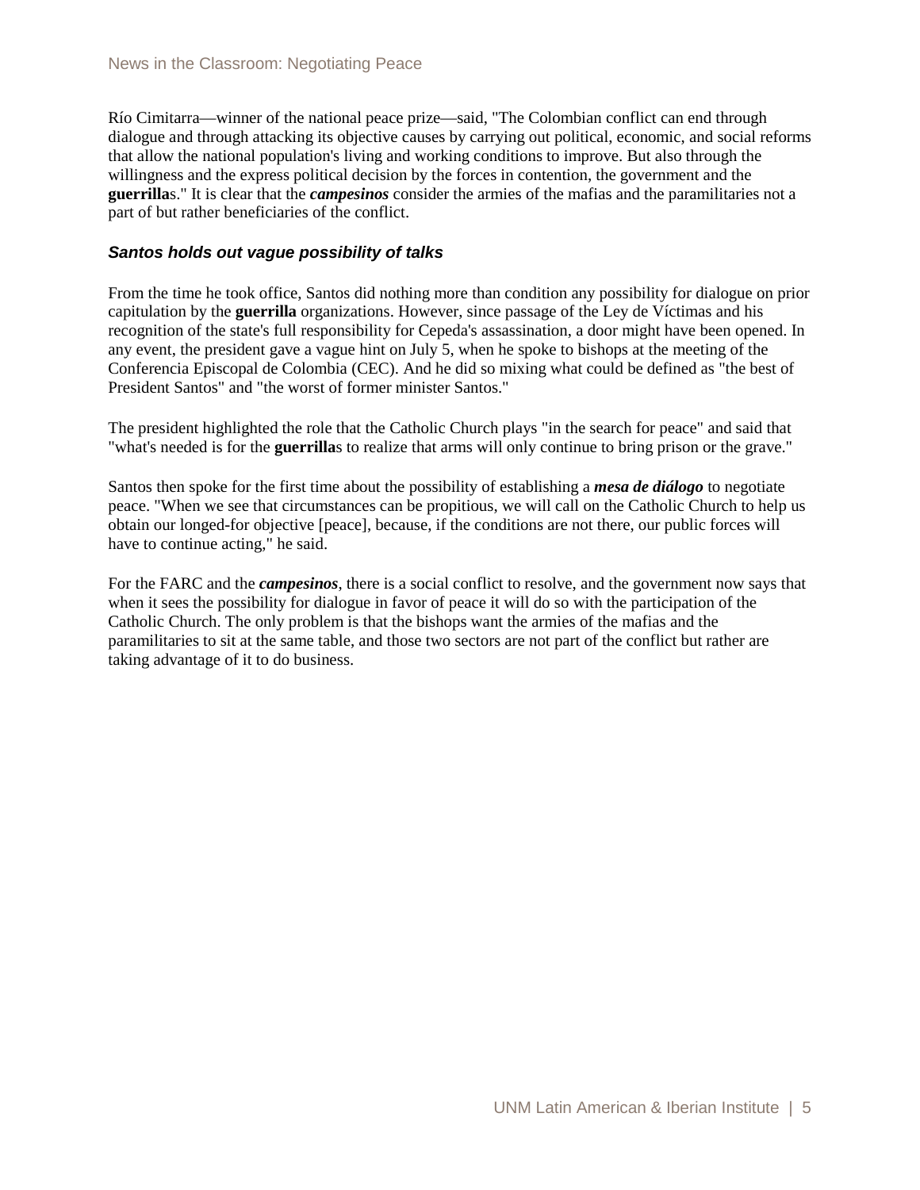Río Cimitarra—winner of the national peace prize—said, "The Colombian conflict can end through dialogue and through attacking its objective causes by carrying out political, economic, and social reforms that allow the national population's living and working conditions to improve. But also through the willingness and the express political decision by the forces in contention, the government and the **guerrilla**s." It is clear that the ***campesinos*** consider the armies of the mafias and the paramilitaries not a part of but rather beneficiaries of the conflict.

### *Santos holds out vague possibility of talks*

From the time he took office, Santos did nothing more than condition any possibility for dialogue on prior capitulation by the **guerrilla** organizations. However, since passage of the Ley de Víctimas and his recognition of the state's full responsibility for Cepeda's assassination, a door might have been opened. In any event, the president gave a vague hint on July 5, when he spoke to bishops at the meeting of the Conferencia Episcopal de Colombia (CEC). And he did so mixing what could be defined as "the best of President Santos" and "the worst of former minister Santos."

The president highlighted the role that the Catholic Church plays "in the search for peace" and said that "what's needed is for the **guerrilla**s to realize that arms will only continue to bring prison or the grave."

Santos then spoke for the first time about the possibility of establishing a ***mesa de diálogo*** to negotiate peace. "When we see that circumstances can be propitious, we will call on the Catholic Church to help us obtain our longed-for objective [peace], because, if the conditions are not there, our public forces will have to continue acting," he said.

For the FARC and the ***campesinos***, there is a social conflict to resolve, and the government now says that when it sees the possibility for dialogue in favor of peace it will do so with the participation of the Catholic Church. The only problem is that the bishops want the armies of the mafias and the paramilitaries to sit at the same table, and those two sectors are not part of the conflict but rather are taking advantage of it to do business.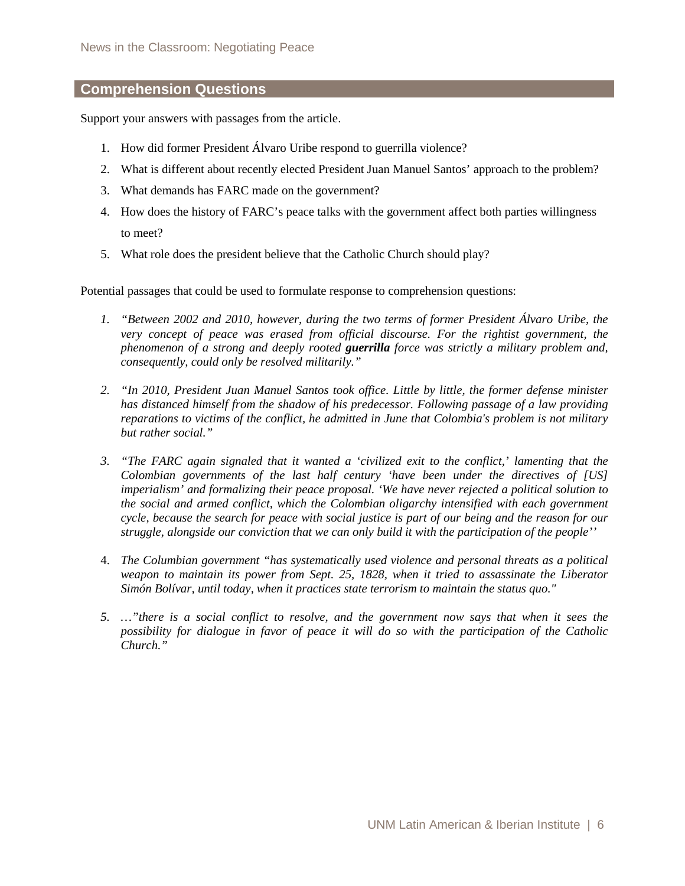## Comprehension Questions

Support your answers with passages from the article.

1. How did former President Álvaro Uribe respond to guerrilla violence?
2. What is different about recently elected President Juan Manuel Santos' approach to the problem?
3. What demands has FARC made on the government?
4. How does the history of FARC's peace talks with the government affect both parties willingness to meet?
5. What role does the president believe that the Catholic Church should play?

Potential passages that could be used to formulate response to comprehension questions:

1. *"Between 2002 and 2010, however, during the two terms of former President Álvaro Uribe, the very concept of peace was erased from official discourse. For the rightist government, the phenomenon of a strong and deeply rooted **guerrilla** force was strictly a military problem and, consequently, could only be resolved militarily."*

2. *"In 2010, President Juan Manuel Santos took office. Little by little, the former defense minister has distanced himself from the shadow of his predecessor. Following passage of a law providing reparations to victims of the conflict, he admitted in June that Colombia's problem is not military but rather social."*

3. *"The FARC again signaled that it wanted a 'civilized exit to the conflict,' lamenting that the Colombian governments of the last half century 'have been under the directives of [US] imperialism' and formalizing their peace proposal. 'We have never rejected a political solution to the social and armed conflict, which the Colombian oligarchy intensified with each government cycle, because the search for peace with social justice is part of our being and the reason for our struggle, alongside our conviction that we can only build it with the participation of the people''*

4. *The Columbian government "has systematically used violence and personal threats as a political weapon to maintain its power from Sept. 25, 1828, when it tried to assassinate the Liberator Simón Bolívar, until today, when it practices state terrorism to maintain the status quo."*

5. *…"there is a social conflict to resolve, and the government now says that when it sees the possibility for dialogue in favor of peace it will do so with the participation of the Catholic Church."*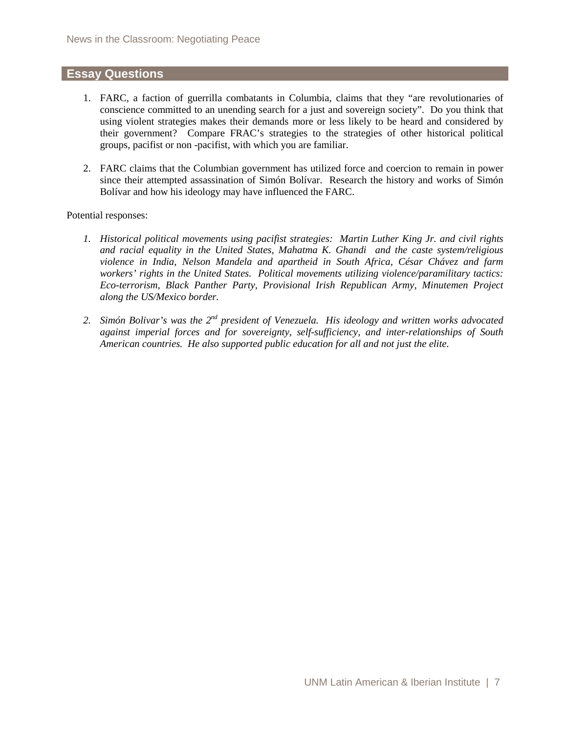## Essay Questions

1. FARC, a faction of guerrilla combatants in Columbia, claims that they "are revolutionaries of conscience committed to an unending search for a just and sovereign society". Do you think that using violent strategies makes their demands more or less likely to be heard and considered by their government? Compare FRAC's strategies to the strategies of other historical political groups, pacifist or non -pacifist, with which you are familiar.

2. FARC claims that the Columbian government has utilized force and coercion to remain in power since their attempted assassination of Simón Bolívar. Research the history and works of Simón Bolívar and how his ideology may have influenced the FARC.

Potential responses:

1. *Historical political movements using pacifist strategies: Martin Luther King Jr. and civil rights and racial equality in the United States, Mahatma K. Ghandi and the caste system/religious violence in India, Nelson Mandela and apartheid in South Africa, César Chávez and farm workers' rights in the United States. Political movements utilizing violence/paramilitary tactics: Eco-terrorism, Black Panther Party, Provisional Irish Republican Army, Minutemen Project along the US/Mexico border.*

2. *Simón Bolivar's was the 2nd president of Venezuela. His ideology and written works advocated against imperial forces and for sovereignty, self-sufficiency, and inter-relationships of South American countries. He also supported public education for all and not just the elite.*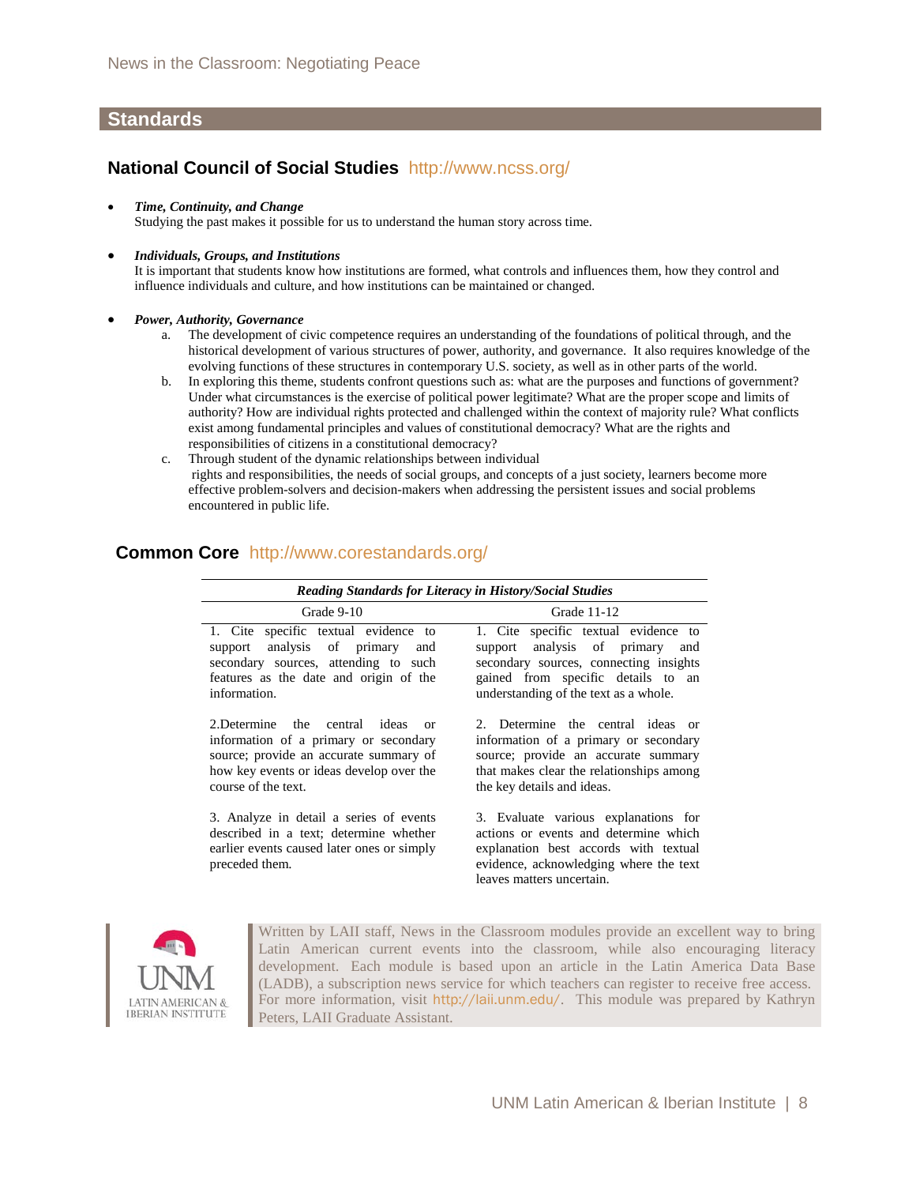## Standards

### National Council of Social Studies http://www.ncss.org/

- ***Time, Continuity, and Change***
  Studying the past makes it possible for us to understand the human story across time.

- ***Individuals, Groups, and Institutions***
  It is important that students know how institutions are formed, what controls and influences them, how they control and influence individuals and culture, and how institutions can be maintained or changed.

- ***Power, Authority, Governance***
  a. The development of civic competence requires an understanding of the foundations of political through, and the historical development of various structures of power, authority, and governance. It also requires knowledge of the evolving functions of these structures in contemporary U.S. society, as well as in other parts of the world.
  b. In exploring this theme, students confront questions such as: what are the purposes and functions of government? Under what circumstances is the exercise of political power legitimate? What are the proper scope and limits of authority? How are individual rights protected and challenged within the context of majority rule? What conflicts exist among fundamental principles and values of constitutional democracy? What are the rights and responsibilities of citizens in a constitutional democracy?
  c. Through student of the dynamic relationships between individual rights and responsibilities, the needs of social groups, and concepts of a just society, learners become more effective problem-solvers and decision-makers when addressing the persistent issues and social problems encountered in public life.

### Common Core http://www.corestandards.org/

***Reading Standards for Literacy in History/Social Studies***

| Grade 9-10 | Grade 11-12 |
|---|---|
| 1. Cite specific textual evidence to support analysis of primary and secondary sources, attending to such features as the date and origin of the information. | 1. Cite specific textual evidence to support analysis of primary and secondary sources, connecting insights gained from specific details to an understanding of the text as a whole. |
| 2.Determine the central ideas or information of a primary or secondary source; provide an accurate summary of how key events or ideas develop over the course of the text. | 2. Determine the central ideas or information of a primary or secondary source; provide an accurate summary that makes clear the relationships among the key details and ideas. |
| 3. Analyze in detail a series of events described in a text; determine whether earlier events caused later ones or simply preceded them. | 3. Evaluate various explanations for actions or events and determine which explanation best accords with textual evidence, acknowledging where the text leaves matters uncertain. |

UNM LATIN AMERICAN & IBERIAN INSTITUTE

Written by LAII staff, News in the Classroom modules provide an excellent way to bring Latin American current events into the classroom, while also encouraging literacy development. Each module is based upon an article in the Latin America Data Base (LADB), a subscription news service for which teachers can register to receive free access. For more information, visit http://laii.unm.edu/. This module was prepared by Kathryn Peters, LAII Graduate Assistant.